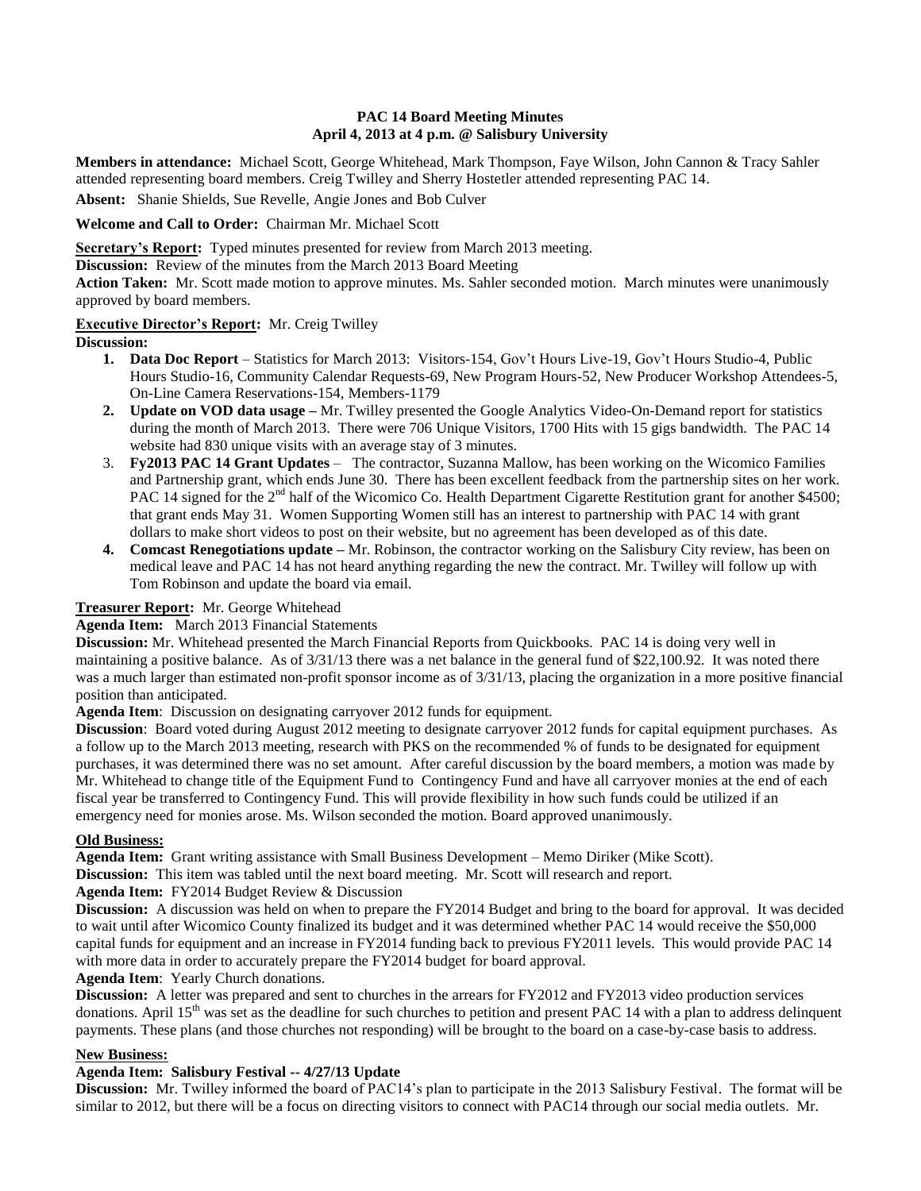**PAC 14 Board Meeting Minutes**
**April 4, 2013 at 4 p.m. @ Salisbury University**

**Members in attendance:** Michael Scott, George Whitehead, Mark Thompson, Faye Wilson, John Cannon & Tracy Sahler attended representing board members. Creig Twilley and Sherry Hostetler attended representing PAC 14.

**Absent:** Shanie Shields, Sue Revelle, Angie Jones and Bob Culver

**Welcome and Call to Order:** Chairman Mr. Michael Scott

**Secretary's Report:** Typed minutes presented for review from March 2013 meeting.

**Discussion:** Review of the minutes from the March 2013 Board Meeting

**Action Taken:** Mr. Scott made motion to approve minutes. Ms. Sahler seconded motion. March minutes were unanimously approved by board members.

**Executive Director's Report:** Mr. Creig Twilley

**Discussion:**

1. **Data Doc Report** – Statistics for March 2013: Visitors-154, Gov't Hours Live-19, Gov't Hours Studio-4, Public Hours Studio-16, Community Calendar Requests-69, New Program Hours-52, New Producer Workshop Attendees-5, On-Line Camera Reservations-154, Members-1179
2. **Update on VOD data usage –** Mr. Twilley presented the Google Analytics Video-On-Demand report for statistics during the month of March 2013. There were 706 Unique Visitors, 1700 Hits with 15 gigs bandwidth. The PAC 14 website had 830 unique visits with an average stay of 3 minutes.
3. **Fy2013 PAC 14 Grant Updates** – The contractor, Suzanna Mallow, has been working on the Wicomico Families and Partnership grant, which ends June 30. There has been excellent feedback from the partnership sites on her work. PAC 14 signed for the 2nd half of the Wicomico Co. Health Department Cigarette Restitution grant for another $4500; that grant ends May 31. Women Supporting Women still has an interest to partnership with PAC 14 with grant dollars to make short videos to post on their website, but no agreement has been developed as of this date.
4. **Comcast Renegotiations update –** Mr. Robinson, the contractor working on the Salisbury City review, has been on medical leave and PAC 14 has not heard anything regarding the new the contract. Mr. Twilley will follow up with Tom Robinson and update the board via email.

**Treasurer Report:** Mr. George Whitehead

**Agenda Item:** March 2013 Financial Statements

**Discussion:** Mr. Whitehead presented the March Financial Reports from Quickbooks. PAC 14 is doing very well in maintaining a positive balance. As of 3/31/13 there was a net balance in the general fund of $22,100.92. It was noted there was a much larger than estimated non-profit sponsor income as of 3/31/13, placing the organization in a more positive financial position than anticipated.

**Agenda Item**: Discussion on designating carryover 2012 funds for equipment.

**Discussion**: Board voted during August 2012 meeting to designate carryover 2012 funds for capital equipment purchases. As a follow up to the March 2013 meeting, research with PKS on the recommended % of funds to be designated for equipment purchases, it was determined there was no set amount. After careful discussion by the board members, a motion was made by Mr. Whitehead to change title of the Equipment Fund to Contingency Fund and have all carryover monies at the end of each fiscal year be transferred to Contingency Fund. This will provide flexibility in how such funds could be utilized if an emergency need for monies arose. Ms. Wilson seconded the motion. Board approved unanimously.

**Old Business:**

**Agenda Item:** Grant writing assistance with Small Business Development – Memo Diriker (Mike Scott).

**Discussion:** This item was tabled until the next board meeting. Mr. Scott will research and report.

**Agenda Item:** FY2014 Budget Review & Discussion

**Discussion:** A discussion was held on when to prepare the FY2014 Budget and bring to the board for approval. It was decided to wait until after Wicomico County finalized its budget and it was determined whether PAC 14 would receive the $50,000 capital funds for equipment and an increase in FY2014 funding back to previous FY2011 levels. This would provide PAC 14 with more data in order to accurately prepare the FY2014 budget for board approval.

**Agenda Item**: Yearly Church donations.

**Discussion:** A letter was prepared and sent to churches in the arrears for FY2012 and FY2013 video production services donations. April 15th was set as the deadline for such churches to petition and present PAC 14 with a plan to address delinquent payments. These plans (and those churches not responding) will be brought to the board on a case-by-case basis to address.

**New Business:**

**Agenda Item: Salisbury Festival -- 4/27/13 Update**

**Discussion:** Mr. Twilley informed the board of PAC14's plan to participate in the 2013 Salisbury Festival. The format will be similar to 2012, but there will be a focus on directing visitors to connect with PAC14 through our social media outlets. Mr.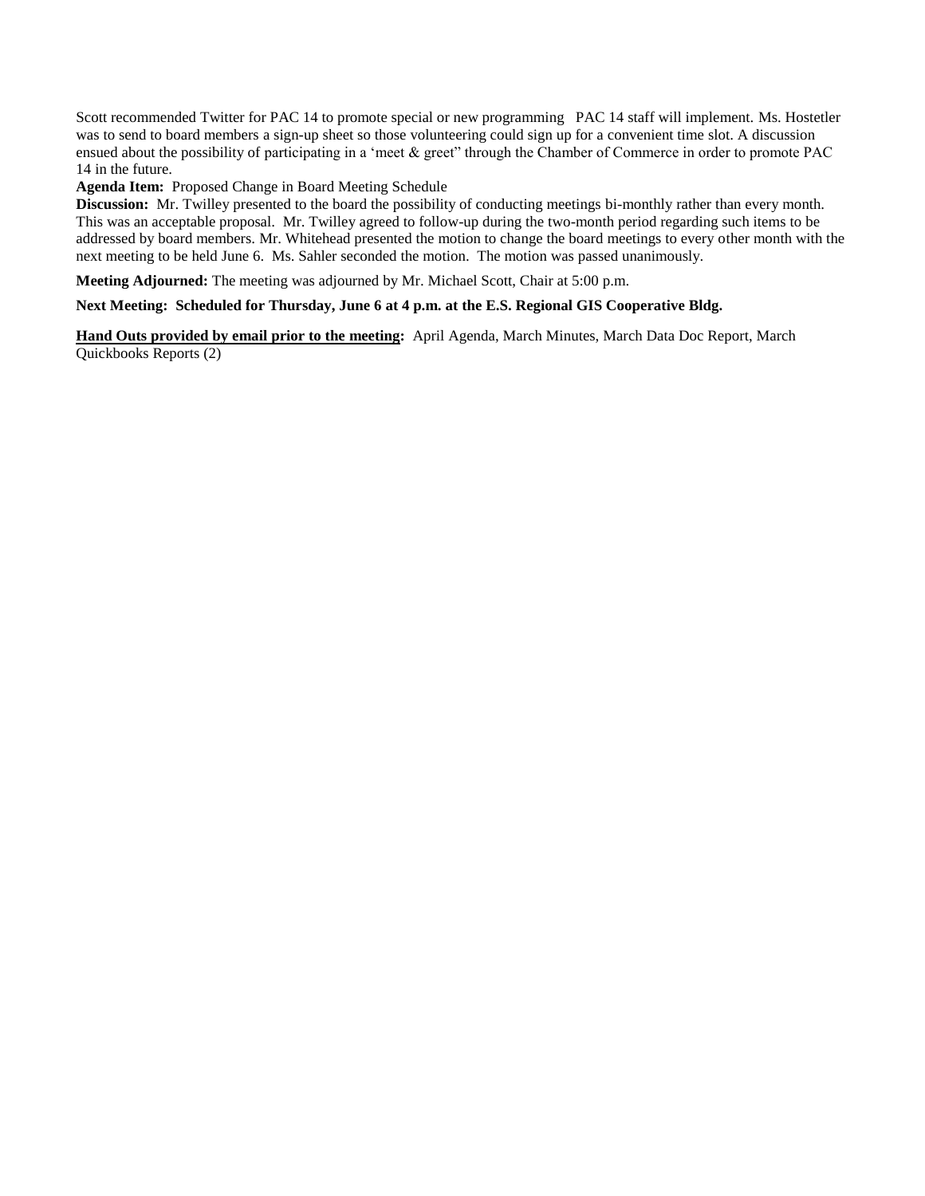Scott recommended Twitter for PAC 14 to promote special or new programming PAC 14 staff will implement. Ms. Hostetler was to send to board members a sign-up sheet so those volunteering could sign up for a convenient time slot. A discussion ensued about the possibility of participating in a 'meet & greet" through the Chamber of Commerce in order to promote PAC 14 in the future.

**Agenda Item:** Proposed Change in Board Meeting Schedule

**Discussion:** Mr. Twilley presented to the board the possibility of conducting meetings bi-monthly rather than every month. This was an acceptable proposal. Mr. Twilley agreed to follow-up during the two-month period regarding such items to be addressed by board members. Mr. Whitehead presented the motion to change the board meetings to every other month with the next meeting to be held June 6. Ms. Sahler seconded the motion. The motion was passed unanimously.

**Meeting Adjourned:** The meeting was adjourned by Mr. Michael Scott, Chair at 5:00 p.m.

**Next Meeting: Scheduled for Thursday, June 6 at 4 p.m. at the E.S. Regional GIS Cooperative Bldg.**

**Hand Outs provided by email prior to the meeting:** April Agenda, March Minutes, March Data Doc Report, March Quickbooks Reports (2)